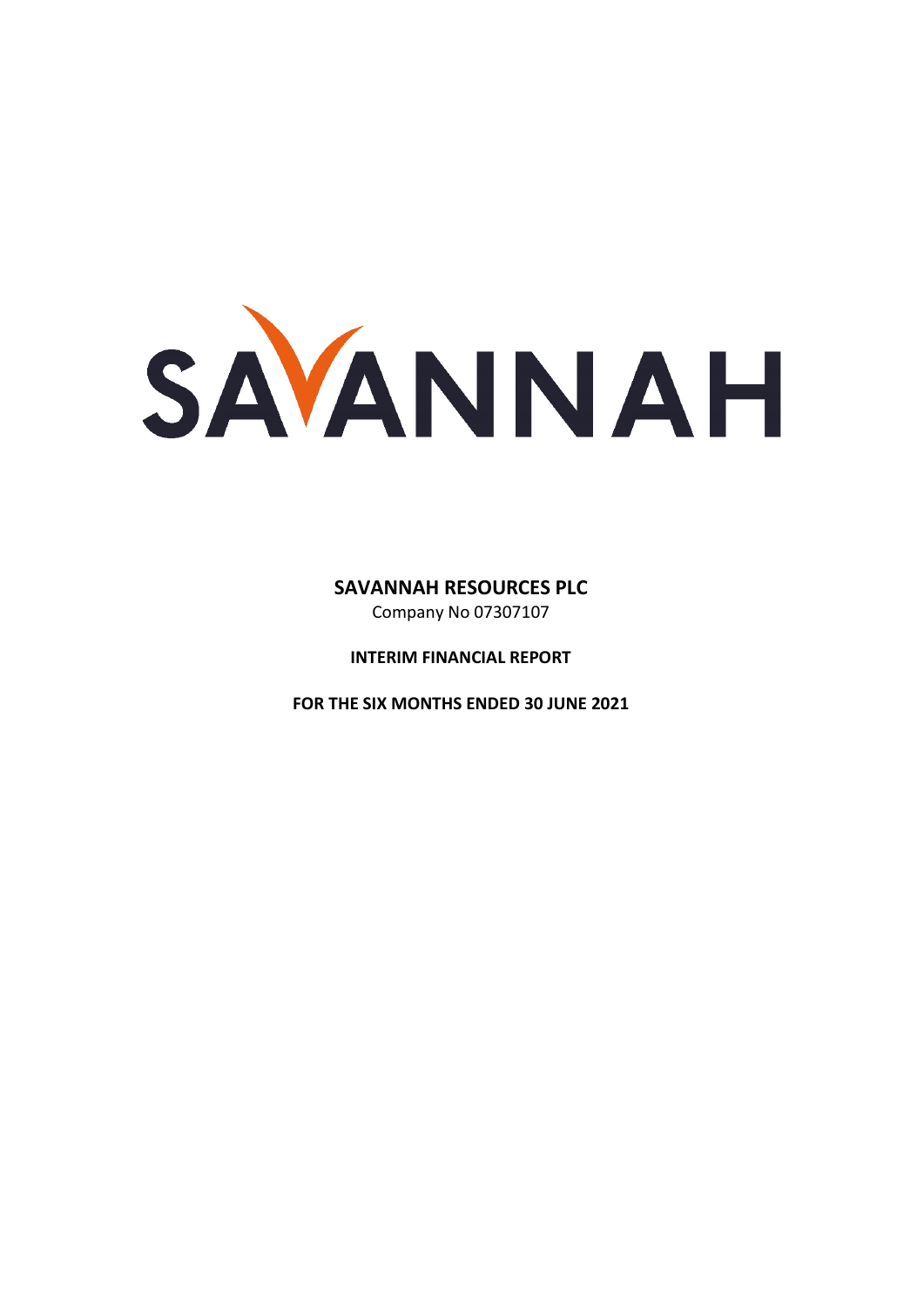SAVANNAH

**SAVANNAH RESOURCES PLC**

Company No 07307107

**INTERIM FINANCIAL REPORT**

**FOR THE SIX MONTHS ENDED 30 JUNE 2021**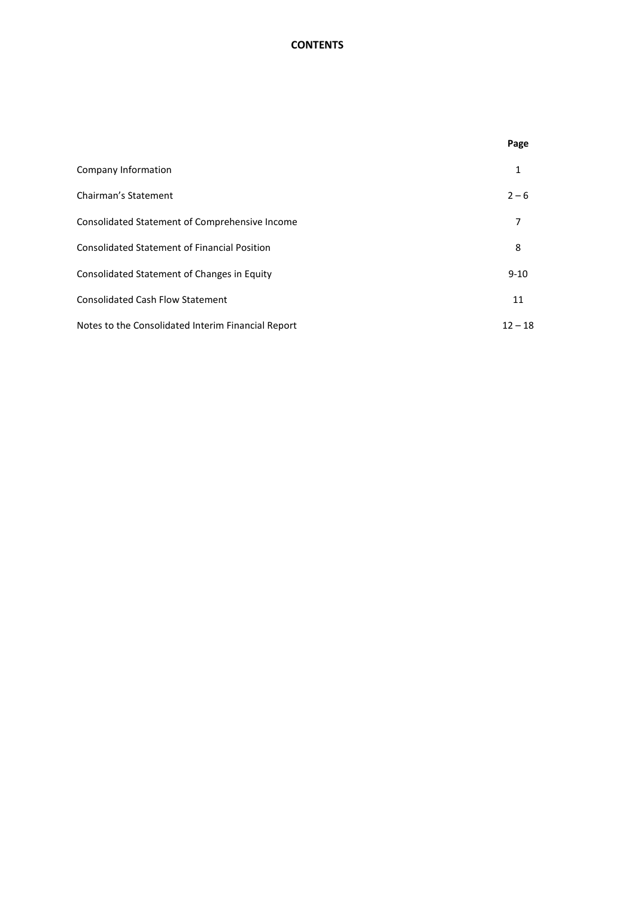# CONTENTS

| | Page |
|---|---|
| Company Information | 1 |
| Chairman's Statement | 2 – 6 |
| Consolidated Statement of Comprehensive Income | 7 |
| Consolidated Statement of Financial Position | 8 |
| Consolidated Statement of Changes in Equity | 9-10 |
| Consolidated Cash Flow Statement | 11 |
| Notes to the Consolidated Interim Financial Report | 12 – 18 |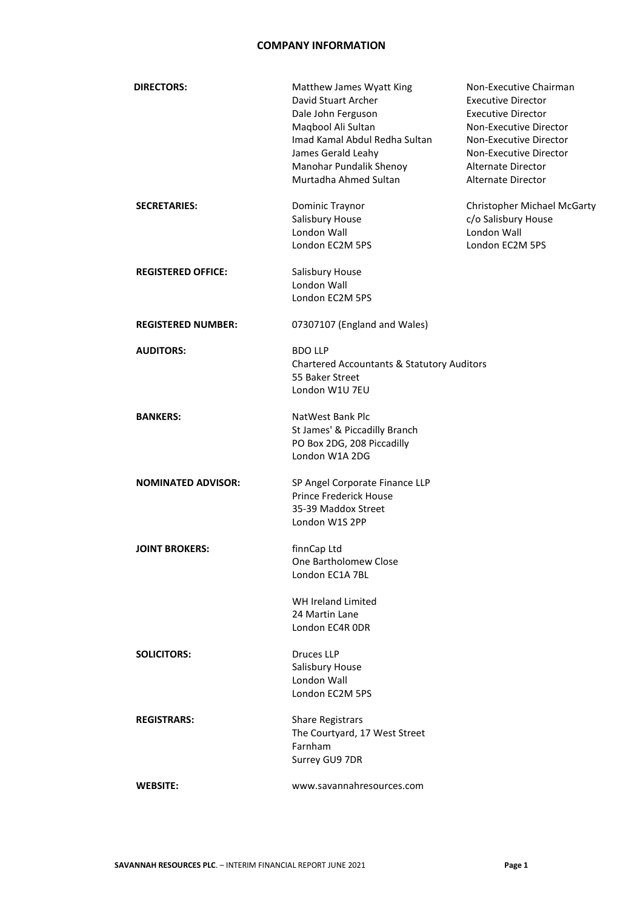# COMPANY INFORMATION

| | | |
|---|---|---|
| **DIRECTORS:** | Matthew James Wyatt King | Non-Executive Chairman |
| | David Stuart Archer | Executive Director |
| | Dale John Ferguson | Executive Director |
| | Maqbool Ali Sultan | Non-Executive Director |
| | Imad Kamal Abdul Redha Sultan | Non-Executive Director |
| | James Gerald Leahy | Non-Executive Director |
| | Manohar Pundalik Shenoy | Alternate Director |
| | Murtadha Ahmed Sultan | Alternate Director |
| **SECRETARIES:** | Dominic Traynor<br>Salisbury House<br>London Wall<br>London EC2M 5PS | Christopher Michael McGarty<br>c/o Salisbury House<br>London Wall<br>London EC2M 5PS |
| **REGISTERED OFFICE:** | Salisbury House<br>London Wall<br>London EC2M 5PS | |
| **REGISTERED NUMBER:** | 07307107 (England and Wales) | |
| **AUDITORS:** | BDO LLP<br>Chartered Accountants & Statutory Auditors<br>55 Baker Street<br>London W1U 7EU | |
| **BANKERS:** | NatWest Bank Plc<br>St James' & Piccadilly Branch<br>PO Box 2DG, 208 Piccadilly<br>London W1A 2DG | |
| **NOMINATED ADVISOR:** | SP Angel Corporate Finance LLP<br>Prince Frederick House<br>35-39 Maddox Street<br>London W1S 2PP | |
| **JOINT BROKERS:** | finnCap Ltd<br>One Bartholomew Close<br>London EC1A 7BL | |
| | WH Ireland Limited<br>24 Martin Lane<br>London EC4R 0DR | |
| **SOLICITORS:** | Druces LLP<br>Salisbury House<br>London Wall<br>London EC2M 5PS | |
| **REGISTRARS:** | Share Registrars<br>The Courtyard, 17 West Street<br>Farnham<br>Surrey GU9 7DR | |
| **WEBSITE:** | www.savannahresources.com | |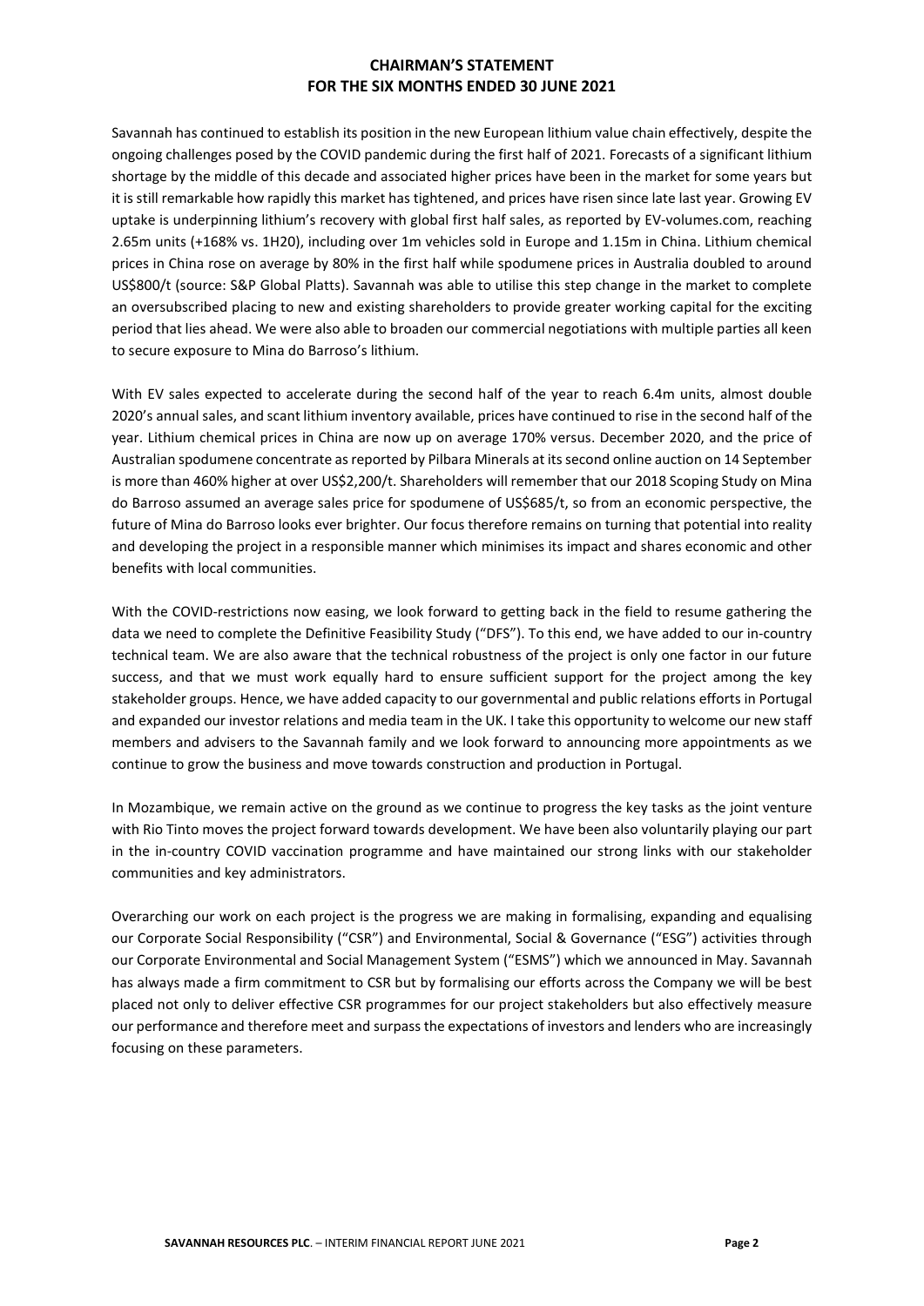# CHAIRMAN'S STATEMENT
## FOR THE SIX MONTHS ENDED 30 JUNE 2021

Savannah has continued to establish its position in the new European lithium value chain effectively, despite the ongoing challenges posed by the COVID pandemic during the first half of 2021. Forecasts of a significant lithium shortage by the middle of this decade and associated higher prices have been in the market for some years but it is still remarkable how rapidly this market has tightened, and prices have risen since late last year. Growing EV uptake is underpinning lithium's recovery with global first half sales, as reported by EV-volumes.com, reaching 2.65m units (+168% vs. 1H20), including over 1m vehicles sold in Europe and 1.15m in China. Lithium chemical prices in China rose on average by 80% in the first half while spodumene prices in Australia doubled to around US$800/t (source: S&P Global Platts). Savannah was able to utilise this step change in the market to complete an oversubscribed placing to new and existing shareholders to provide greater working capital for the exciting period that lies ahead. We were also able to broaden our commercial negotiations with multiple parties all keen to secure exposure to Mina do Barroso's lithium.

With EV sales expected to accelerate during the second half of the year to reach 6.4m units, almost double 2020's annual sales, and scant lithium inventory available, prices have continued to rise in the second half of the year. Lithium chemical prices in China are now up on average 170% versus. December 2020, and the price of Australian spodumene concentrate as reported by Pilbara Minerals at its second online auction on 14 September is more than 460% higher at over US$2,200/t. Shareholders will remember that our 2018 Scoping Study on Mina do Barroso assumed an average sales price for spodumene of US$685/t, so from an economic perspective, the future of Mina do Barroso looks ever brighter. Our focus therefore remains on turning that potential into reality and developing the project in a responsible manner which minimises its impact and shares economic and other benefits with local communities.

With the COVID-restrictions now easing, we look forward to getting back in the field to resume gathering the data we need to complete the Definitive Feasibility Study ("DFS"). To this end, we have added to our in-country technical team. We are also aware that the technical robustness of the project is only one factor in our future success, and that we must work equally hard to ensure sufficient support for the project among the key stakeholder groups. Hence, we have added capacity to our governmental and public relations efforts in Portugal and expanded our investor relations and media team in the UK. I take this opportunity to welcome our new staff members and advisers to the Savannah family and we look forward to announcing more appointments as we continue to grow the business and move towards construction and production in Portugal.

In Mozambique, we remain active on the ground as we continue to progress the key tasks as the joint venture with Rio Tinto moves the project forward towards development. We have been also voluntarily playing our part in the in-country COVID vaccination programme and have maintained our strong links with our stakeholder communities and key administrators.

Overarching our work on each project is the progress we are making in formalising, expanding and equalising our Corporate Social Responsibility ("CSR") and Environmental, Social & Governance ("ESG") activities through our Corporate Environmental and Social Management System ("ESMS") which we announced in May. Savannah has always made a firm commitment to CSR but by formalising our efforts across the Company we will be best placed not only to deliver effective CSR programmes for our project stakeholders but also effectively measure our performance and therefore meet and surpass the expectations of investors and lenders who are increasingly focusing on these parameters.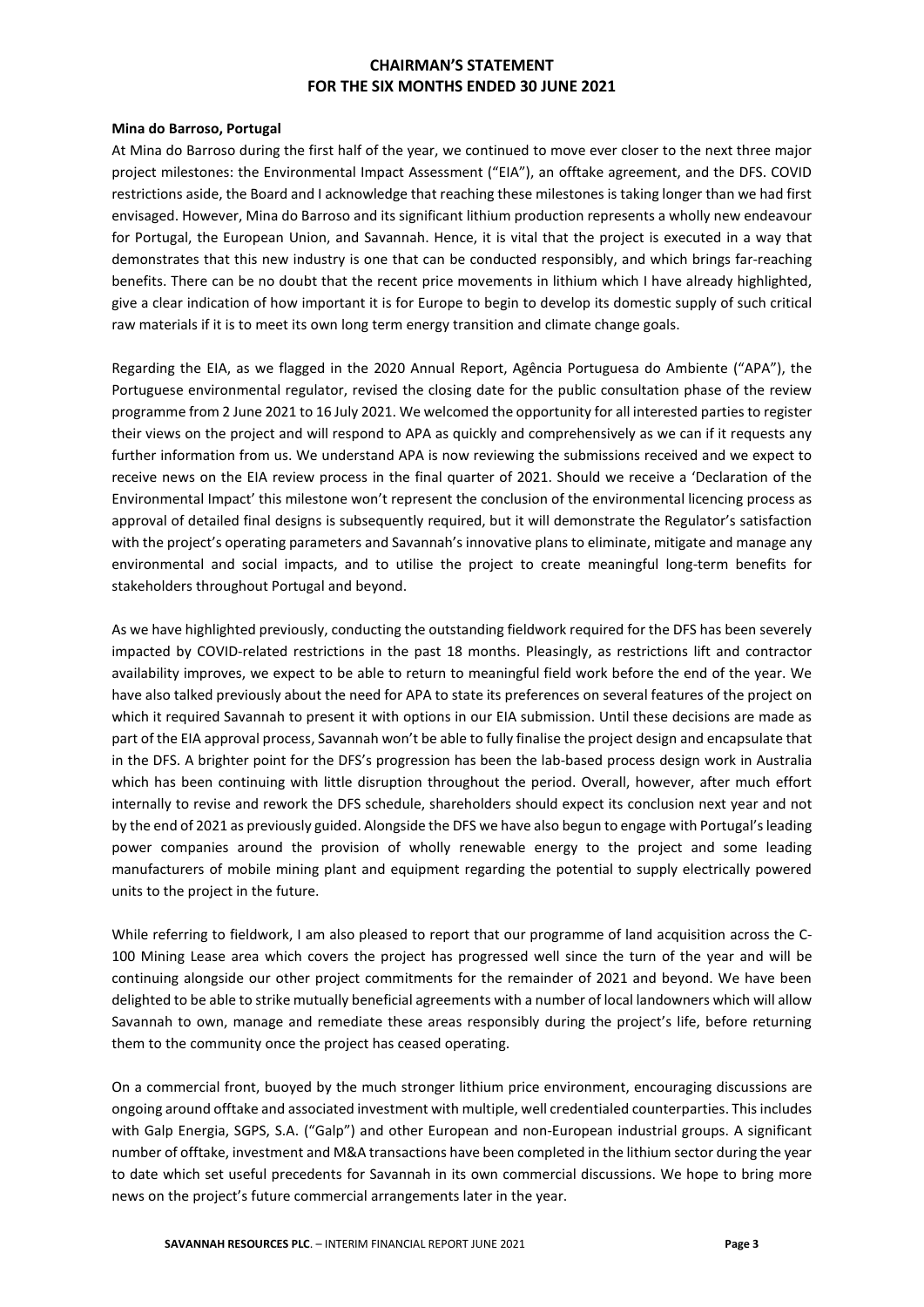# CHAIRMAN'S STATEMENT
## FOR THE SIX MONTHS ENDED 30 JUNE 2021

**Mina do Barroso, Portugal**

At Mina do Barroso during the first half of the year, we continued to move ever closer to the next three major project milestones: the Environmental Impact Assessment ("EIA"), an offtake agreement, and the DFS. COVID restrictions aside, the Board and I acknowledge that reaching these milestones is taking longer than we had first envisaged. However, Mina do Barroso and its significant lithium production represents a wholly new endeavour for Portugal, the European Union, and Savannah. Hence, it is vital that the project is executed in a way that demonstrates that this new industry is one that can be conducted responsibly, and which brings far-reaching benefits. There can be no doubt that the recent price movements in lithium which I have already highlighted, give a clear indication of how important it is for Europe to begin to develop its domestic supply of such critical raw materials if it is to meet its own long term energy transition and climate change goals.

Regarding the EIA, as we flagged in the 2020 Annual Report, Agência Portuguesa do Ambiente ("APA"), the Portuguese environmental regulator, revised the closing date for the public consultation phase of the review programme from 2 June 2021 to 16 July 2021. We welcomed the opportunity for all interested parties to register their views on the project and will respond to APA as quickly and comprehensively as we can if it requests any further information from us. We understand APA is now reviewing the submissions received and we expect to receive news on the EIA review process in the final quarter of 2021. Should we receive a 'Declaration of the Environmental Impact' this milestone won't represent the conclusion of the environmental licencing process as approval of detailed final designs is subsequently required, but it will demonstrate the Regulator's satisfaction with the project's operating parameters and Savannah's innovative plans to eliminate, mitigate and manage any environmental and social impacts, and to utilise the project to create meaningful long-term benefits for stakeholders throughout Portugal and beyond.

As we have highlighted previously, conducting the outstanding fieldwork required for the DFS has been severely impacted by COVID-related restrictions in the past 18 months. Pleasingly, as restrictions lift and contractor availability improves, we expect to be able to return to meaningful field work before the end of the year. We have also talked previously about the need for APA to state its preferences on several features of the project on which it required Savannah to present it with options in our EIA submission. Until these decisions are made as part of the EIA approval process, Savannah won't be able to fully finalise the project design and encapsulate that in the DFS. A brighter point for the DFS's progression has been the lab-based process design work in Australia which has been continuing with little disruption throughout the period. Overall, however, after much effort internally to revise and rework the DFS schedule, shareholders should expect its conclusion next year and not by the end of 2021 as previously guided. Alongside the DFS we have also begun to engage with Portugal's leading power companies around the provision of wholly renewable energy to the project and some leading manufacturers of mobile mining plant and equipment regarding the potential to supply electrically powered units to the project in the future.

While referring to fieldwork, I am also pleased to report that our programme of land acquisition across the C-100 Mining Lease area which covers the project has progressed well since the turn of the year and will be continuing alongside our other project commitments for the remainder of 2021 and beyond. We have been delighted to be able to strike mutually beneficial agreements with a number of local landowners which will allow Savannah to own, manage and remediate these areas responsibly during the project's life, before returning them to the community once the project has ceased operating.

On a commercial front, buoyed by the much stronger lithium price environment, encouraging discussions are ongoing around offtake and associated investment with multiple, well credentialed counterparties. This includes with Galp Energia, SGPS, S.A. ("Galp") and other European and non-European industrial groups. A significant number of offtake, investment and M&A transactions have been completed in the lithium sector during the year to date which set useful precedents for Savannah in its own commercial discussions. We hope to bring more news on the project's future commercial arrangements later in the year.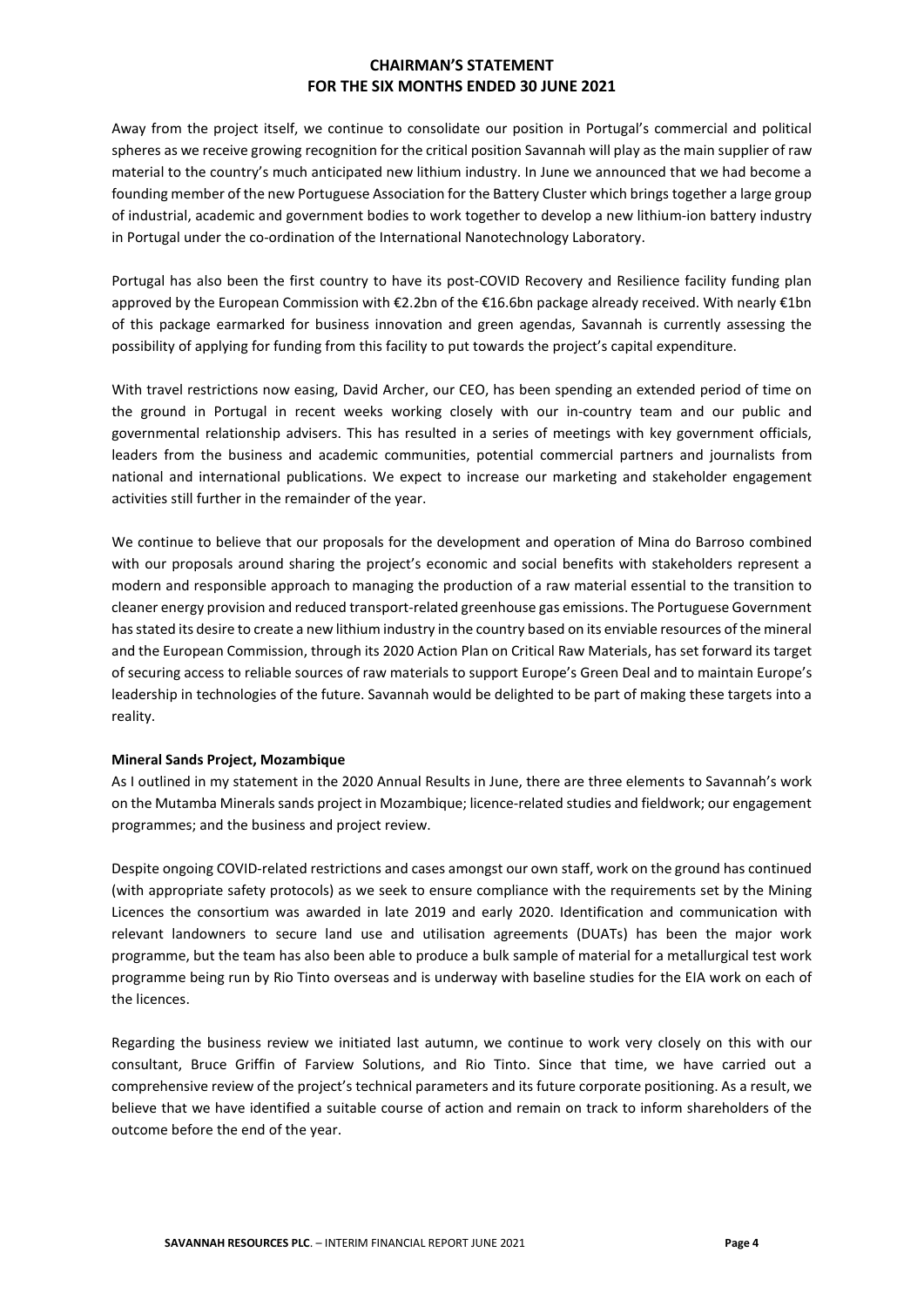# CHAIRMAN'S STATEMENT
## FOR THE SIX MONTHS ENDED 30 JUNE 2021

Away from the project itself, we continue to consolidate our position in Portugal's commercial and political spheres as we receive growing recognition for the critical position Savannah will play as the main supplier of raw material to the country's much anticipated new lithium industry. In June we announced that we had become a founding member of the new Portuguese Association for the Battery Cluster which brings together a large group of industrial, academic and government bodies to work together to develop a new lithium-ion battery industry in Portugal under the co-ordination of the International Nanotechnology Laboratory.

Portugal has also been the first country to have its post-COVID Recovery and Resilience facility funding plan approved by the European Commission with €2.2bn of the €16.6bn package already received. With nearly €1bn of this package earmarked for business innovation and green agendas, Savannah is currently assessing the possibility of applying for funding from this facility to put towards the project's capital expenditure.

With travel restrictions now easing, David Archer, our CEO, has been spending an extended period of time on the ground in Portugal in recent weeks working closely with our in-country team and our public and governmental relationship advisers. This has resulted in a series of meetings with key government officials, leaders from the business and academic communities, potential commercial partners and journalists from national and international publications. We expect to increase our marketing and stakeholder engagement activities still further in the remainder of the year.

We continue to believe that our proposals for the development and operation of Mina do Barroso combined with our proposals around sharing the project's economic and social benefits with stakeholders represent a modern and responsible approach to managing the production of a raw material essential to the transition to cleaner energy provision and reduced transport-related greenhouse gas emissions. The Portuguese Government has stated its desire to create a new lithium industry in the country based on its enviable resources of the mineral and the European Commission, through its 2020 Action Plan on Critical Raw Materials, has set forward its target of securing access to reliable sources of raw materials to support Europe's Green Deal and to maintain Europe's leadership in technologies of the future. Savannah would be delighted to be part of making these targets into a reality.

**Mineral Sands Project, Mozambique**

As I outlined in my statement in the 2020 Annual Results in June, there are three elements to Savannah's work on the Mutamba Minerals sands project in Mozambique; licence-related studies and fieldwork; our engagement programmes; and the business and project review.

Despite ongoing COVID-related restrictions and cases amongst our own staff, work on the ground has continued (with appropriate safety protocols) as we seek to ensure compliance with the requirements set by the Mining Licences the consortium was awarded in late 2019 and early 2020. Identification and communication with relevant landowners to secure land use and utilisation agreements (DUATs) has been the major work programme, but the team has also been able to produce a bulk sample of material for a metallurgical test work programme being run by Rio Tinto overseas and is underway with baseline studies for the EIA work on each of the licences.

Regarding the business review we initiated last autumn, we continue to work very closely on this with our consultant, Bruce Griffin of Farview Solutions, and Rio Tinto. Since that time, we have carried out a comprehensive review of the project's technical parameters and its future corporate positioning. As a result, we believe that we have identified a suitable course of action and remain on track to inform shareholders of the outcome before the end of the year.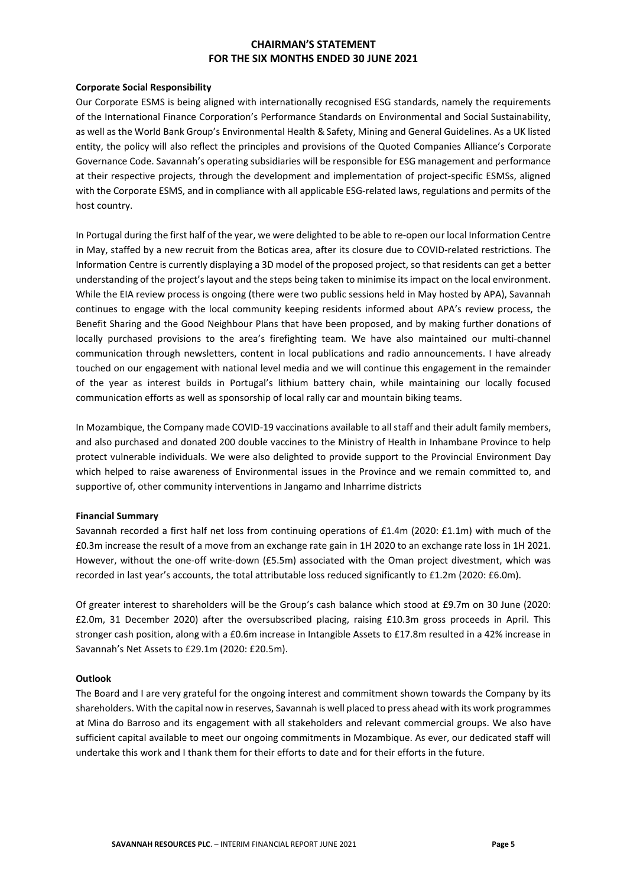# CHAIRMAN'S STATEMENT
# FOR THE SIX MONTHS ENDED 30 JUNE 2021

**Corporate Social Responsibility**

Our Corporate ESMS is being aligned with internationally recognised ESG standards, namely the requirements of the International Finance Corporation's Performance Standards on Environmental and Social Sustainability, as well as the World Bank Group's Environmental Health & Safety, Mining and General Guidelines. As a UK listed entity, the policy will also reflect the principles and provisions of the Quoted Companies Alliance's Corporate Governance Code. Savannah's operating subsidiaries will be responsible for ESG management and performance at their respective projects, through the development and implementation of project-specific ESMSs, aligned with the Corporate ESMS, and in compliance with all applicable ESG-related laws, regulations and permits of the host country.

In Portugal during the first half of the year, we were delighted to be able to re-open our local Information Centre in May, staffed by a new recruit from the Boticas area, after its closure due to COVID-related restrictions. The Information Centre is currently displaying a 3D model of the proposed project, so that residents can get a better understanding of the project's layout and the steps being taken to minimise its impact on the local environment. While the EIA review process is ongoing (there were two public sessions held in May hosted by APA), Savannah continues to engage with the local community keeping residents informed about APA's review process, the Benefit Sharing and the Good Neighbour Plans that have been proposed, and by making further donations of locally purchased provisions to the area's firefighting team. We have also maintained our multi-channel communication through newsletters, content in local publications and radio announcements. I have already touched on our engagement with national level media and we will continue this engagement in the remainder of the year as interest builds in Portugal's lithium battery chain, while maintaining our locally focused communication efforts as well as sponsorship of local rally car and mountain biking teams.

In Mozambique, the Company made COVID-19 vaccinations available to all staff and their adult family members, and also purchased and donated 200 double vaccines to the Ministry of Health in Inhambane Province to help protect vulnerable individuals. We were also delighted to provide support to the Provincial Environment Day which helped to raise awareness of Environmental issues in the Province and we remain committed to, and supportive of, other community interventions in Jangamo and Inharrime districts

**Financial Summary**

Savannah recorded a first half net loss from continuing operations of £1.4m (2020: £1.1m) with much of the £0.3m increase the result of a move from an exchange rate gain in 1H 2020 to an exchange rate loss in 1H 2021. However, without the one-off write-down (£5.5m) associated with the Oman project divestment, which was recorded in last year's accounts, the total attributable loss reduced significantly to £1.2m (2020: £6.0m).

Of greater interest to shareholders will be the Group's cash balance which stood at £9.7m on 30 June (2020: £2.0m, 31 December 2020) after the oversubscribed placing, raising £10.3m gross proceeds in April. This stronger cash position, along with a £0.6m increase in Intangible Assets to £17.8m resulted in a 42% increase in Savannah's Net Assets to £29.1m (2020: £20.5m).

**Outlook**

The Board and I are very grateful for the ongoing interest and commitment shown towards the Company by its shareholders. With the capital now in reserves, Savannah is well placed to press ahead with its work programmes at Mina do Barroso and its engagement with all stakeholders and relevant commercial groups. We also have sufficient capital available to meet our ongoing commitments in Mozambique. As ever, our dedicated staff will undertake this work and I thank them for their efforts to date and for their efforts in the future.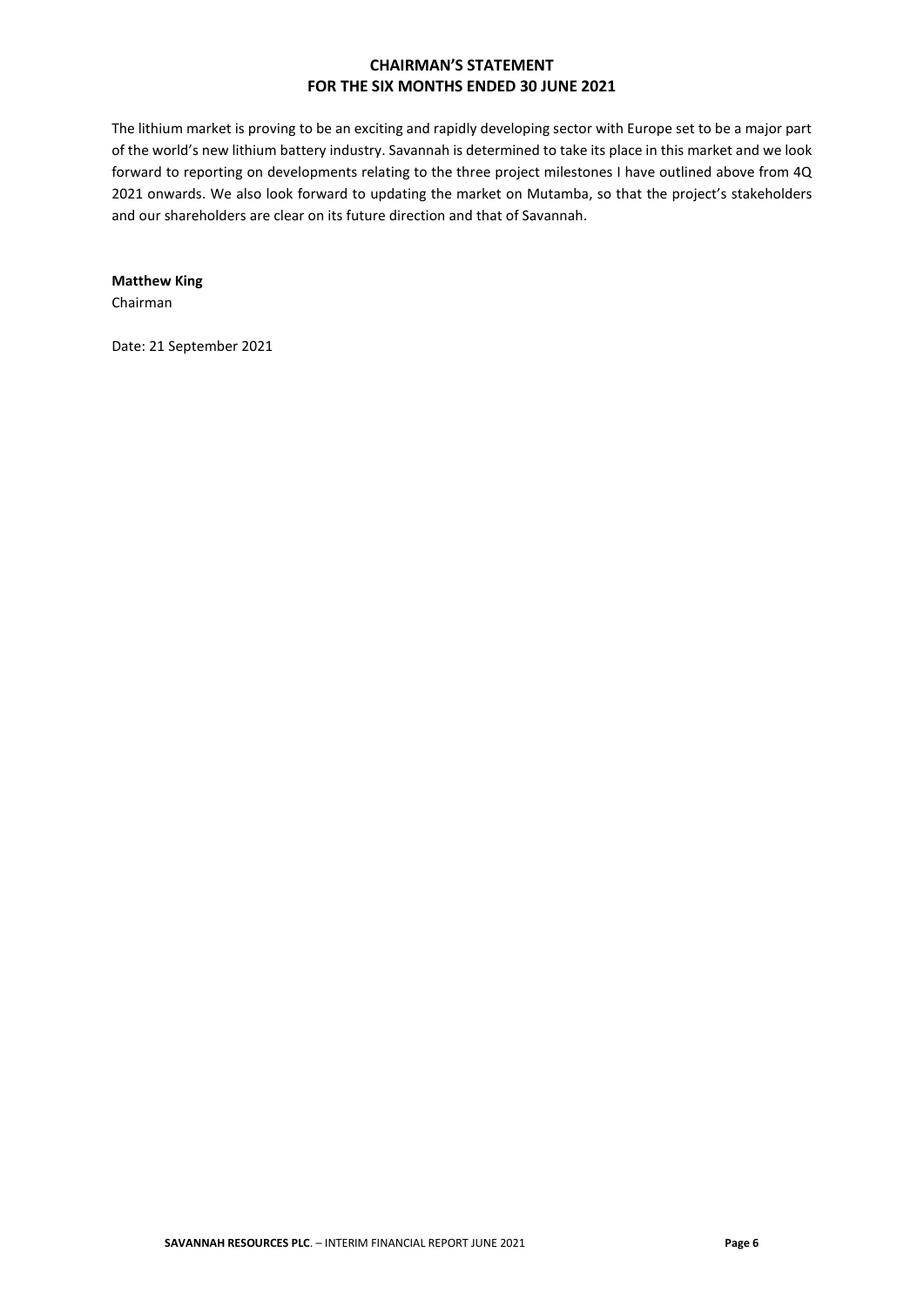## CHAIRMAN'S STATEMENT
## FOR THE SIX MONTHS ENDED 30 JUNE 2021

The lithium market is proving to be an exciting and rapidly developing sector with Europe set to be a major part of the world's new lithium battery industry. Savannah is determined to take its place in this market and we look forward to reporting on developments relating to the three project milestones I have outlined above from 4Q 2021 onwards. We also look forward to updating the market on Mutamba, so that the project's stakeholders and our shareholders are clear on its future direction and that of Savannah.

**Matthew King**
Chairman

Date: 21 September 2021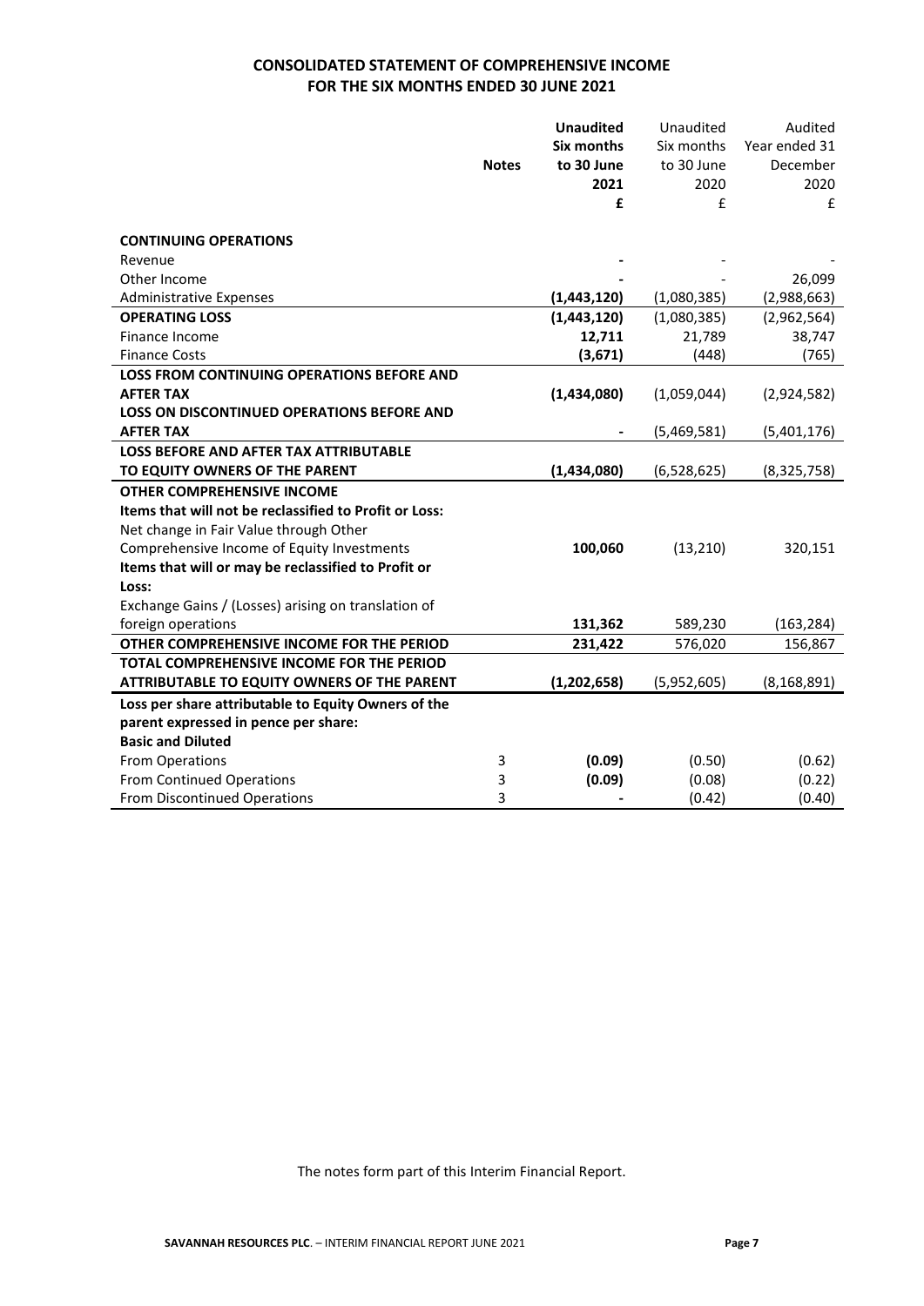# CONSOLIDATED STATEMENT OF COMPREHENSIVE INCOME
## FOR THE SIX MONTHS ENDED 30 JUNE 2021

| | Notes | **Unaudited Six months to 30 June 2021 £** | Unaudited Six months to 30 June 2020 £ | Audited Year ended 31 December 2020 £ |
|---|---|---|---|---|
| **CONTINUING OPERATIONS** | | | | |
| Revenue | | **-** | - | - |
| Other Income | | **-** | - | 26,099 |
| Administrative Expenses | | **(1,443,120)** | (1,080,385) | (2,988,663) |
| **OPERATING LOSS** | | **(1,443,120)** | (1,080,385) | (2,962,564) |
| Finance Income | | **12,711** | 21,789 | 38,747 |
| Finance Costs | | **(3,671)** | (448) | (765) |
| **LOSS FROM CONTINUING OPERATIONS BEFORE AND AFTER TAX** | | **(1,434,080)** | (1,059,044) | (2,924,582) |
| **LOSS ON DISCONTINUED OPERATIONS BEFORE AND AFTER TAX** | | **-** | (5,469,581) | (5,401,176) |
| **LOSS BEFORE AND AFTER TAX ATTRIBUTABLE TO EQUITY OWNERS OF THE PARENT** | | **(1,434,080)** | (6,528,625) | (8,325,758) |
| **OTHER COMPREHENSIVE INCOME** | | | | |
| **Items that will not be reclassified to Profit or Loss:** | | | | |
| Net change in Fair Value through Other Comprehensive Income of Equity Investments | | **100,060** | (13,210) | 320,151 |
| **Items that will or may be reclassified to Profit or Loss:** | | | | |
| Exchange Gains / (Losses) arising on translation of foreign operations | | **131,362** | 589,230 | (163,284) |
| **OTHER COMPREHENSIVE INCOME FOR THE PERIOD** | | **231,422** | 576,020 | 156,867 |
| **TOTAL COMPREHENSIVE INCOME FOR THE PERIOD ATTRIBUTABLE TO EQUITY OWNERS OF THE PARENT** | | **(1,202,658)** | (5,952,605) | (8,168,891) |
| **Loss per share attributable to Equity Owners of the parent expressed in pence per share:** | | | | |
| **Basic and Diluted** | | | | |
| From Operations | 3 | **(0.09)** | (0.50) | (0.62) |
| From Continued Operations | 3 | **(0.09)** | (0.08) | (0.22) |
| From Discontinued Operations | 3 | **-** | (0.42) | (0.40) |

The notes form part of this Interim Financial Report.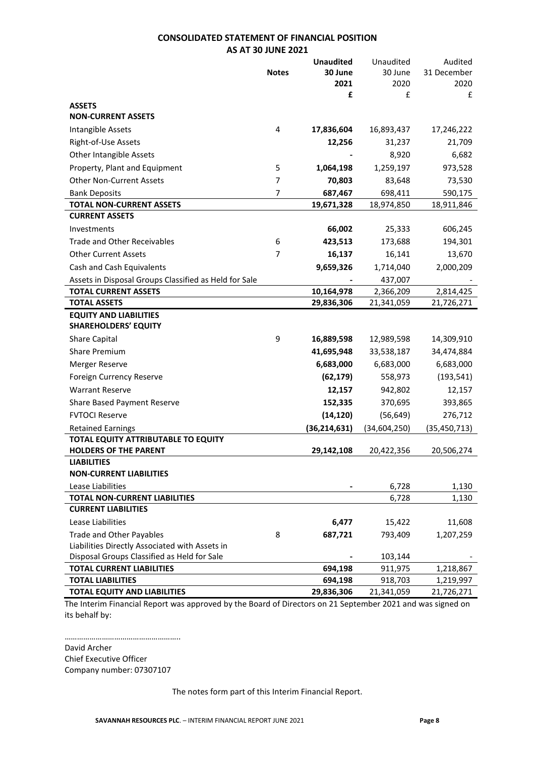# CONSOLIDATED STATEMENT OF FINANCIAL POSITION

## AS AT 30 JUNE 2021

| | Notes | **Unaudited 30 June 2021 £** | Unaudited 30 June 2020 £ | Audited 31 December 2020 £ |
|---|---|---|---|---|
| **ASSETS** | | | | |
| **NON-CURRENT ASSETS** | | | | |
| Intangible Assets | 4 | **17,836,604** | 16,893,437 | 17,246,222 |
| Right-of-Use Assets | | **12,256** | 31,237 | 21,709 |
| Other Intangible Assets | | **-** | 8,920 | 6,682 |
| Property, Plant and Equipment | 5 | **1,064,198** | 1,259,197 | 973,528 |
| Other Non-Current Assets | 7 | **70,803** | 83,648 | 73,530 |
| Bank Deposits | 7 | **687,467** | 698,411 | 590,175 |
| **TOTAL NON-CURRENT ASSETS** | | **19,671,328** | 18,974,850 | 18,911,846 |
| **CURRENT ASSETS** | | | | |
| Investments | | **66,002** | 25,333 | 606,245 |
| Trade and Other Receivables | 6 | **423,513** | 173,688 | 194,301 |
| Other Current Assets | 7 | **16,137** | 16,141 | 13,670 |
| Cash and Cash Equivalents | | **9,659,326** | 1,714,040 | 2,000,209 |
| Assets in Disposal Groups Classified as Held for Sale | | **-** | 437,007 | - |
| **TOTAL CURRENT ASSETS** | | **10,164,978** | 2,366,209 | 2,814,425 |
| **TOTAL ASSETS** | | **29,836,306** | 21,341,059 | 21,726,271 |
| **EQUITY AND LIABILITIES** | | | | |
| **SHAREHOLDERS' EQUITY** | | | | |
| Share Capital | 9 | **16,889,598** | 12,989,598 | 14,309,910 |
| Share Premium | | **41,695,948** | 33,538,187 | 34,474,884 |
| Merger Reserve | | **6,683,000** | 6,683,000 | 6,683,000 |
| Foreign Currency Reserve | | **(62,179)** | 558,973 | (193,541) |
| Warrant Reserve | | **12,157** | 942,802 | 12,157 |
| Share Based Payment Reserve | | **152,335** | 370,695 | 393,865 |
| FVTOCI Reserve | | **(14,120)** | (56,649) | 276,712 |
| Retained Earnings | | **(36,214,631)** | (34,604,250) | (35,450,713) |
| **TOTAL EQUITY ATTRIBUTABLE TO EQUITY HOLDERS OF THE PARENT** | | **29,142,108** | 20,422,356 | 20,506,274 |
| **LIABILITIES** | | | | |
| **NON-CURRENT LIABILITIES** | | | | |
| Lease Liabilities | | **-** | 6,728 | 1,130 |
| **TOTAL NON-CURRENT LIABILITIES** | | | 6,728 | 1,130 |
| **CURRENT LIABILITIES** | | | | |
| Lease Liabilities | | **6,477** | 15,422 | 11,608 |
| Trade and Other Payables | 8 | **687,721** | 793,409 | 1,207,259 |
| Liabilities Directly Associated with Assets in Disposal Groups Classified as Held for Sale | | **-** | 103,144 | - |
| **TOTAL CURRENT LIABILITIES** | | **694,198** | 911,975 | 1,218,867 |
| **TOTAL LIABILITIES** | | **694,198** | 918,703 | 1,219,997 |
| **TOTAL EQUITY AND LIABILITIES** | | **29,836,306** | 21,341,059 | 21,726,271 |

The Interim Financial Report was approved by the Board of Directors on 21 September 2021 and was signed on its behalf by:

………………………………………………..

David Archer
Chief Executive Officer
Company number: 07307107

The notes form part of this Interim Financial Report.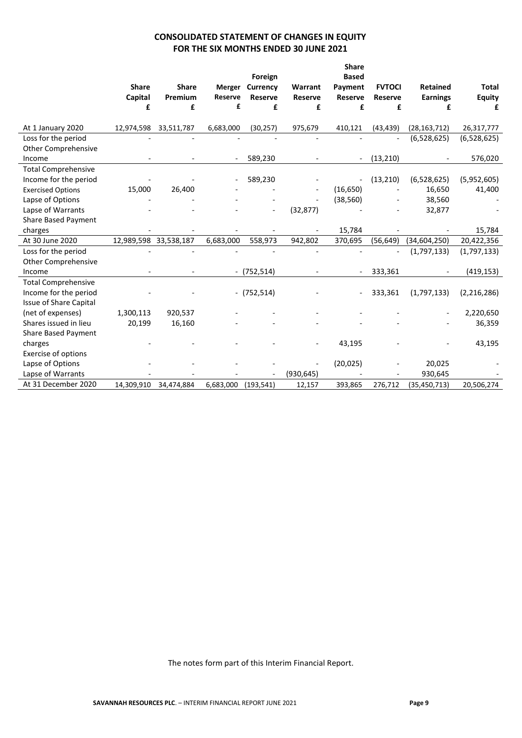## CONSOLIDATED STATEMENT OF CHANGES IN EQUITY
## FOR THE SIX MONTHS ENDED 30 JUNE 2021

| | Share Capital £ | Share Premium £ | Merger Reserve £ | Foreign Currency Reserve £ | Warrant Reserve £ | Share Based Payment Reserve £ | FVTOCI Reserve £ | Retained Earnings £ | Total Equity £ |
|---|---|---|---|---|---|---|---|---|---|
| At 1 January 2020 | 12,974,598 | 33,511,787 | 6,683,000 | (30,257) | 975,679 | 410,121 | (43,439) | (28,163,712) | 26,317,777 |
| Loss for the period | - | - | - | - | - | - | - | (6,528,625) | (6,528,625) |
| Other Comprehensive Income | - | - | - | 589,230 | - | - | (13,210) | - | 576,020 |
| Total Comprehensive Income for the period | - | - | - | 589,230 | - | - | (13,210) | (6,528,625) | (5,952,605) |
| Exercised Options | 15,000 | 26,400 | - | - | - | (16,650) | - | 16,650 | 41,400 |
| Lapse of Options | - | - | - | - | - | (38,560) | - | 38,560 | - |
| Lapse of Warrants | - | - | - | - | (32,877) | - | - | 32,877 | - |
| Share Based Payment charges | - | - | - | - | - | 15,784 | - | - | 15,784 |
| At 30 June 2020 | 12,989,598 | 33,538,187 | 6,683,000 | 558,973 | 942,802 | 370,695 | (56,649) | (34,604,250) | 20,422,356 |
| Loss for the period | - | - | - | - | - | - | - | (1,797,133) | (1,797,133) |
| Other Comprehensive Income | - | - | - | (752,514) | - | - | 333,361 | - | (419,153) |
| Total Comprehensive Income for the period | - | - | - | (752,514) | - | - | 333,361 | (1,797,133) | (2,216,286) |
| Issue of Share Capital (net of expenses) | 1,300,113 | 920,537 | - | - | - | - | - | - | 2,220,650 |
| Shares issued in lieu | 20,199 | 16,160 | - | - | - | - | - | - | 36,359 |
| Share Based Payment charges | - | - | - | - | - | 43,195 | - | - | 43,195 |
| Exercise of options | | | | | | | | | |
| Lapse of Options | - | - | - | - | - | (20,025) | - | 20,025 | - |
| Lapse of Warrants | - | - | - | - | (930,645) | - | - | 930,645 | - |
| At 31 December 2020 | 14,309,910 | 34,474,884 | 6,683,000 | (193,541) | 12,157 | 393,865 | 276,712 | (35,450,713) | 20,506,274 |

The notes form part of this Interim Financial Report.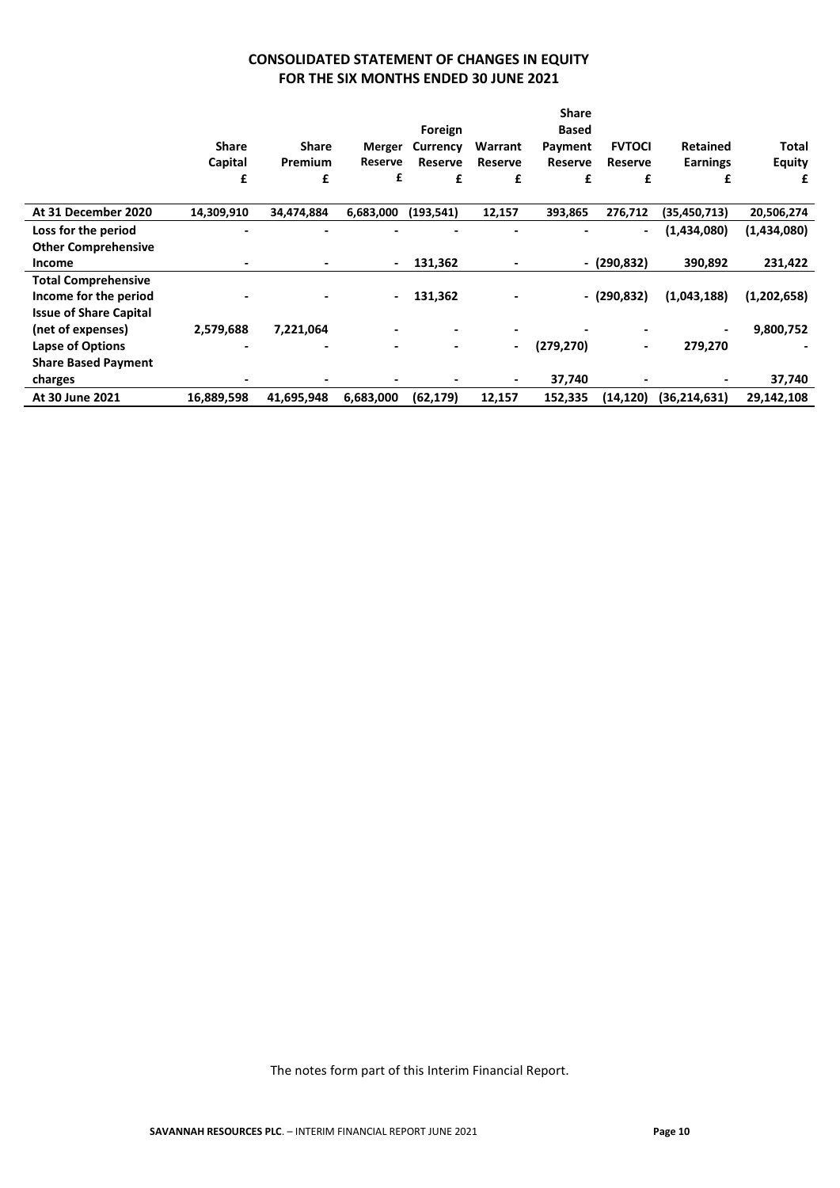# CONSOLIDATED STATEMENT OF CHANGES IN EQUITY
## FOR THE SIX MONTHS ENDED 30 JUNE 2021

| | Share Capital £ | Share Premium £ | Merger Reserve £ | Foreign Currency Reserve £ | Warrant Reserve £ | Share Based Payment Reserve £ | FVTOCI Reserve £ | Retained Earnings £ | Total Equity £ |
|---|---|---|---|---|---|---|---|---|---|
| **At 31 December 2020** | 14,309,910 | 34,474,884 | 6,683,000 | (193,541) | 12,157 | 393,865 | 276,712 | (35,450,713) | 20,506,274 |
| **Loss for the period** | - | - | - | - | - | - | - | (1,434,080) | (1,434,080) |
| **Other Comprehensive Income** | - | - | - | 131,362 | - | - | (290,832) | 390,892 | 231,422 |
| **Total Comprehensive Income for the period** | - | - | - | 131,362 | - | - | (290,832) | (1,043,188) | (1,202,658) |
| **Issue of Share Capital (net of expenses)** | 2,579,688 | 7,221,064 | - | - | - | - | - | - | 9,800,752 |
| **Lapse of Options** | - | - | - | - | - | (279,270) | - | 279,270 | - |
| **Share Based Payment charges** | - | - | - | - | - | 37,740 | - | - | 37,740 |
| **At 30 June 2021** | 16,889,598 | 41,695,948 | 6,683,000 | (62,179) | 12,157 | 152,335 | (14,120) | (36,214,631) | 29,142,108 |

The notes form part of this Interim Financial Report.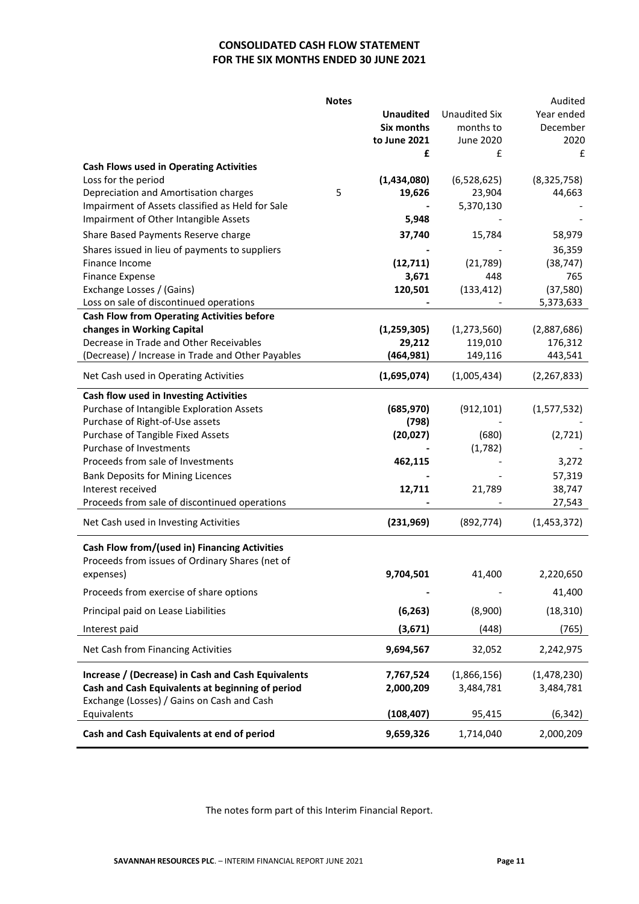# CONSOLIDATED CASH FLOW STATEMENT
# FOR THE SIX MONTHS ENDED 30 JUNE 2021

| | Notes | **Unaudited Six months to June 2021** | Unaudited Six months to June 2020 | Audited Year ended December 2020 |
|---|---|---|---|---|
| | | **£** | £ | £ |
| **Cash Flows used in Operating Activities** | | | | |
| Loss for the period | | **(1,434,080)** | (6,528,625) | (8,325,758) |
| Depreciation and Amortisation charges | 5 | **19,626** | 23,904 | 44,663 |
| Impairment of Assets classified as Held for Sale | | **-** | 5,370,130 | - |
| Impairment of Other Intangible Assets | | **5,948** | - | - |
| Share Based Payments Reserve charge | | **37,740** | 15,784 | 58,979 |
| Shares issued in lieu of payments to suppliers | | **-** | - | 36,359 |
| Finance Income | | **(12,711)** | (21,789) | (38,747) |
| Finance Expense | | **3,671** | 448 | 765 |
| Exchange Losses / (Gains) | | **120,501** | (133,412) | (37,580) |
| Loss on sale of discontinued operations | | **-** | - | 5,373,633 |
| **Cash Flow from Operating Activities before changes in Working Capital** | | **(1,259,305)** | (1,273,560) | (2,887,686) |
| Decrease in Trade and Other Receivables | | **29,212** | 119,010 | 176,312 |
| (Decrease) / Increase in Trade and Other Payables | | **(464,981)** | 149,116 | 443,541 |
| Net Cash used in Operating Activities | | **(1,695,074)** | (1,005,434) | (2,267,833) |
| **Cash flow used in Investing Activities** | | | | |
| Purchase of Intangible Exploration Assets | | **(685,970)** | (912,101) | (1,577,532) |
| Purchase of Right-of-Use assets | | **(798)** | | - |
| Purchase of Tangible Fixed Assets | | **(20,027)** | (680) | (2,721) |
| Purchase of Investments | | **-** | (1,782) | - |
| Proceeds from sale of Investments | | **462,115** | - | 3,272 |
| Bank Deposits for Mining Licences | | **-** | - | 57,319 |
| Interest received | | **12,711** | 21,789 | 38,747 |
| Proceeds from sale of discontinued operations | | **-** | - | 27,543 |
| Net Cash used in Investing Activities | | **(231,969)** | (892,774) | (1,453,372) |
| **Cash Flow from/(used in) Financing Activities** | | | | |
| Proceeds from issues of Ordinary Shares (net of expenses) | | **9,704,501** | 41,400 | 2,220,650 |
| Proceeds from exercise of share options | | **-** | - | 41,400 |
| Principal paid on Lease Liabilities | | **(6,263)** | (8,900) | (18,310) |
| Interest paid | | **(3,671)** | (448) | (765) |
| Net Cash from Financing Activities | | **9,694,567** | 32,052 | 2,242,975 |
| **Increase / (Decrease) in Cash and Cash Equivalents** | | **7,767,524** | (1,866,156) | (1,478,230) |
| **Cash and Cash Equivalents at beginning of period** | | **2,000,209** | 3,484,781 | 3,484,781 |
| Exchange (Losses) / Gains on Cash and Cash Equivalents | | **(108,407)** | 95,415 | (6,342) |
| **Cash and Cash Equivalents at end of period** | | **9,659,326** | 1,714,040 | 2,000,209 |

The notes form part of this Interim Financial Report.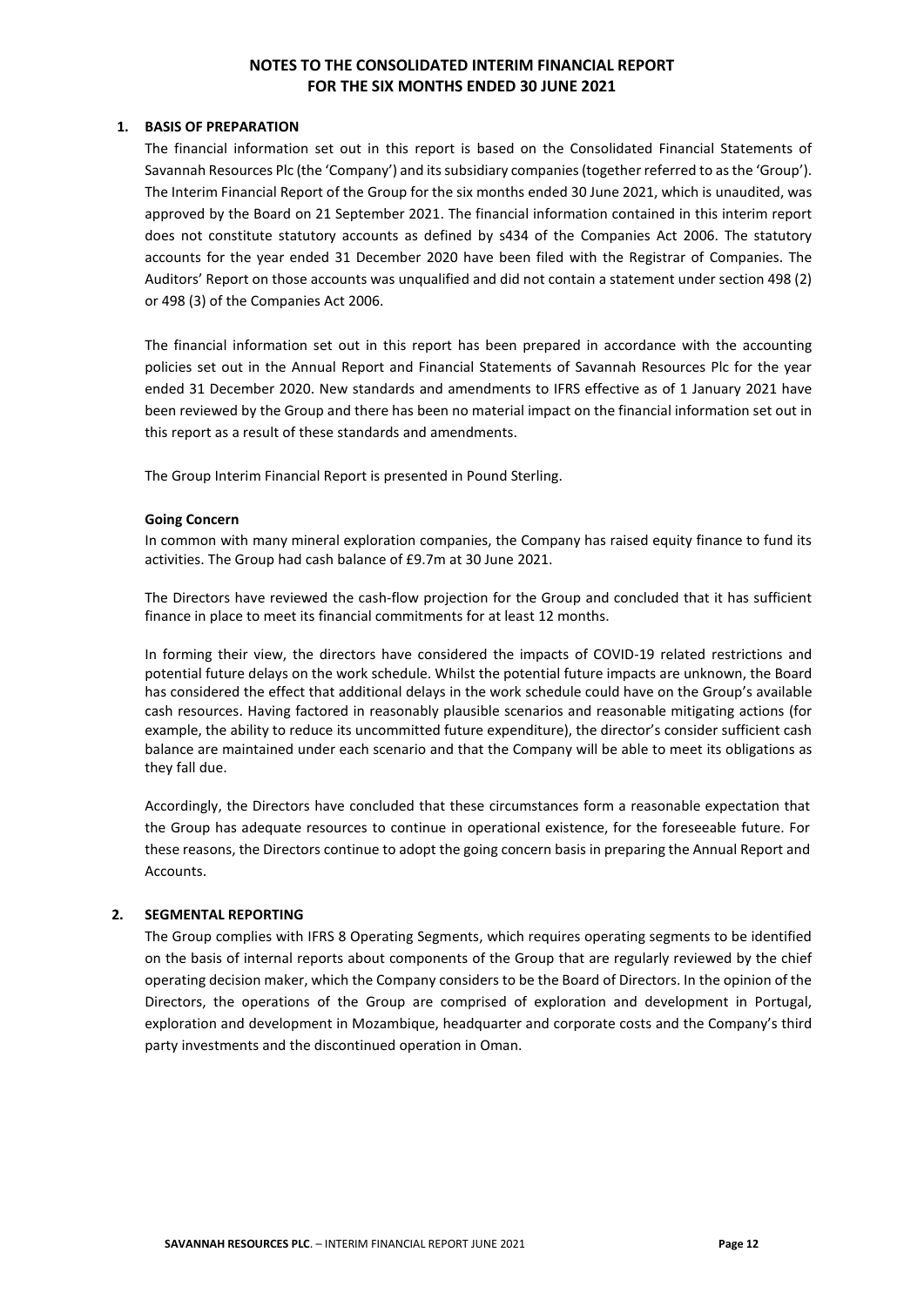# NOTES TO THE CONSOLIDATED INTERIM FINANCIAL REPORT FOR THE SIX MONTHS ENDED 30 JUNE 2021

## 1. BASIS OF PREPARATION

The financial information set out in this report is based on the Consolidated Financial Statements of Savannah Resources Plc (the 'Company') and its subsidiary companies (together referred to as the 'Group'). The Interim Financial Report of the Group for the six months ended 30 June 2021, which is unaudited, was approved by the Board on 21 September 2021. The financial information contained in this interim report does not constitute statutory accounts as defined by s434 of the Companies Act 2006. The statutory accounts for the year ended 31 December 2020 have been filed with the Registrar of Companies. The Auditors' Report on those accounts was unqualified and did not contain a statement under section 498 (2) or 498 (3) of the Companies Act 2006.

The financial information set out in this report has been prepared in accordance with the accounting policies set out in the Annual Report and Financial Statements of Savannah Resources Plc for the year ended 31 December 2020. New standards and amendments to IFRS effective as of 1 January 2021 have been reviewed by the Group and there has been no material impact on the financial information set out in this report as a result of these standards and amendments.

The Group Interim Financial Report is presented in Pound Sterling.

### Going Concern

In common with many mineral exploration companies, the Company has raised equity finance to fund its activities. The Group had cash balance of £9.7m at 30 June 2021.

The Directors have reviewed the cash-flow projection for the Group and concluded that it has sufficient finance in place to meet its financial commitments for at least 12 months.

In forming their view, the directors have considered the impacts of COVID-19 related restrictions and potential future delays on the work schedule. Whilst the potential future impacts are unknown, the Board has considered the effect that additional delays in the work schedule could have on the Group's available cash resources. Having factored in reasonably plausible scenarios and reasonable mitigating actions (for example, the ability to reduce its uncommitted future expenditure), the director's consider sufficient cash balance are maintained under each scenario and that the Company will be able to meet its obligations as they fall due.

Accordingly, the Directors have concluded that these circumstances form a reasonable expectation that the Group has adequate resources to continue in operational existence, for the foreseeable future. For these reasons, the Directors continue to adopt the going concern basis in preparing the Annual Report and Accounts.

## 2. SEGMENTAL REPORTING

The Group complies with IFRS 8 Operating Segments, which requires operating segments to be identified on the basis of internal reports about components of the Group that are regularly reviewed by the chief operating decision maker, which the Company considers to be the Board of Directors. In the opinion of the Directors, the operations of the Group are comprised of exploration and development in Portugal, exploration and development in Mozambique, headquarter and corporate costs and the Company's third party investments and the discontinued operation in Oman.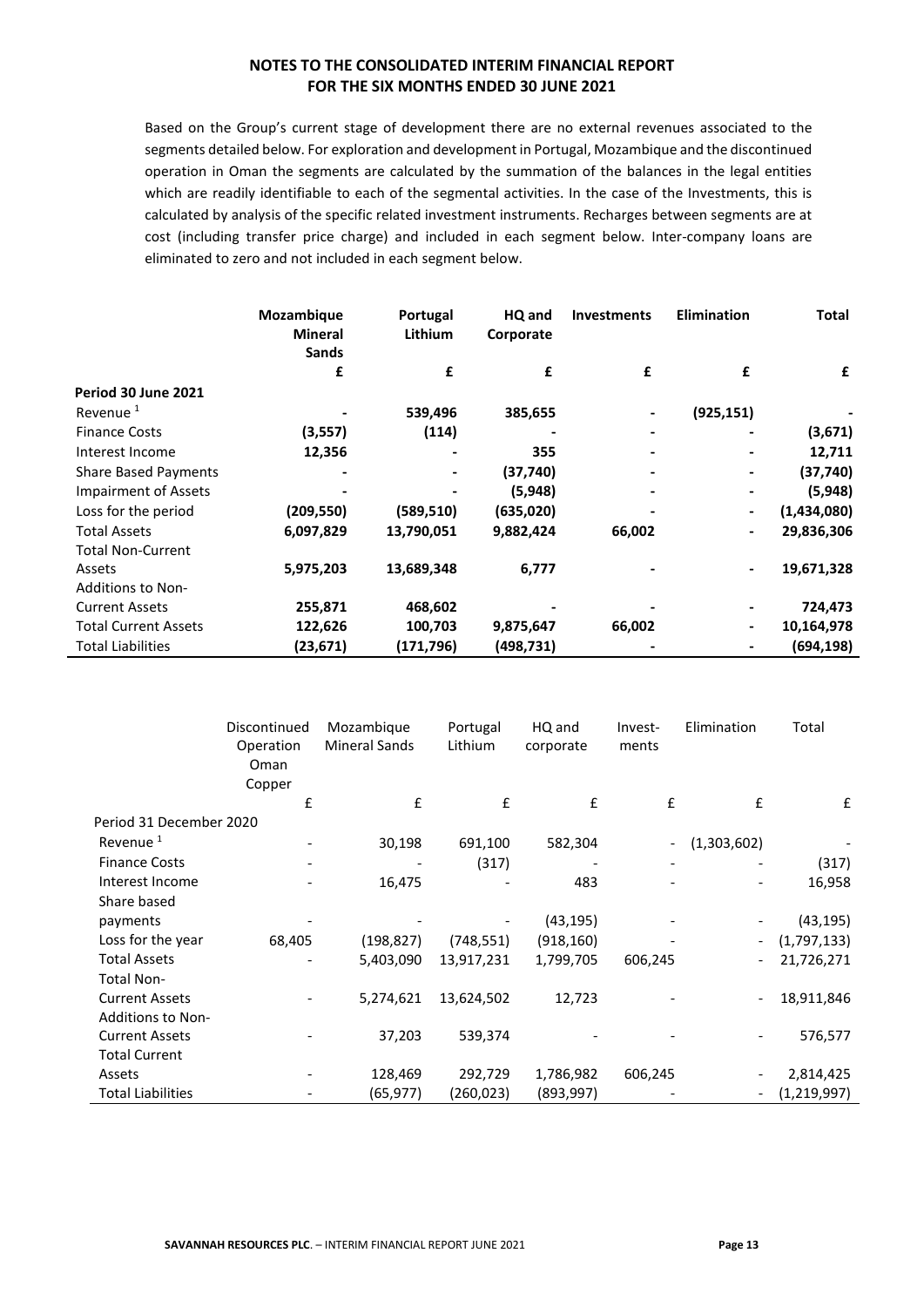**NOTES TO THE CONSOLIDATED INTERIM FINANCIAL REPORT**
**FOR THE SIX MONTHS ENDED 30 JUNE 2021**

Based on the Group's current stage of development there are no external revenues associated to the segments detailed below. For exploration and development in Portugal, Mozambique and the discontinued operation in Oman the segments are calculated by the summation of the balances in the legal entities which are readily identifiable to each of the segmental activities. In the case of the Investments, this is calculated by analysis of the specific related investment instruments. Recharges between segments are at cost (including transfer price charge) and included in each segment below. Inter-company loans are eliminated to zero and not included in each segment below.

| | **Mozambique Mineral Sands** | **Portugal Lithium** | **HQ and Corporate** | **Investments** | **Elimination** | **Total** |
|---|---|---|---|---|---|---|
| | **£** | **£** | **£** | **£** | **£** | **£** |
| **Period 30 June 2021** | | | | | | |
| Revenue [1] | **-** | **539,496** | **385,655** | **-** | **(925,151)** | **-** |
| Finance Costs | **(3,557)** | **(114)** | **-** | **-** | **-** | **(3,671)** |
| Interest Income | **12,356** | **-** | **355** | **-** | **-** | **12,711** |
| Share Based Payments | **-** | **-** | **(37,740)** | **-** | **-** | **(37,740)** |
| Impairment of Assets | **-** | **-** | **(5,948)** | **-** | **-** | **(5,948)** |
| Loss for the period | **(209,550)** | **(589,510)** | **(635,020)** | **-** | **-** | **(1,434,080)** |
| Total Assets | **6,097,829** | **13,790,051** | **9,882,424** | **66,002** | **-** | **29,836,306** |
| Total Non-Current Assets | **5,975,203** | **13,689,348** | **6,777** | **-** | **-** | **19,671,328** |
| Additions to Non-Current Assets | **255,871** | **468,602** | **-** | **-** | **-** | **724,473** |
| Total Current Assets | **122,626** | **100,703** | **9,875,647** | **66,002** | **-** | **10,164,978** |
| Total Liabilities | **(23,671)** | **(171,796)** | **(498,731)** | **-** | **-** | **(694,198)** |

| | Discontinued Operation Oman Copper | Mozambique Mineral Sands | Portugal Lithium | HQ and corporate | Invest-ments | Elimination | Total |
|---|---|---|---|---|---|---|---|
| | £ | £ | £ | £ | £ | £ | £ |
| Period 31 December 2020 | | | | | | | |
| Revenue [1] | - | 30,198 | 691,100 | 582,304 | - | (1,303,602) | - |
| Finance Costs | - | - | (317) | - | - | - | (317) |
| Interest Income | - | 16,475 | - | 483 | - | - | 16,958 |
| Share based payments | - | - | - | (43,195) | - | - | (43,195) |
| Loss for the year | 68,405 | (198,827) | (748,551) | (918,160) | - | - | (1,797,133) |
| Total Assets | - | 5,403,090 | 13,917,231 | 1,799,705 | 606,245 | - | 21,726,271 |
| Total Non-Current Assets | - | 5,274,621 | 13,624,502 | 12,723 | - | - | 18,911,846 |
| Additions to Non-Current Assets | - | 37,203 | 539,374 | - | - | - | 576,577 |
| Total Current Assets | - | 128,469 | 292,729 | 1,786,982 | 606,245 | - | 2,814,425 |
| Total Liabilities | - | (65,977) | (260,023) | (893,997) | - | - | (1,219,997) |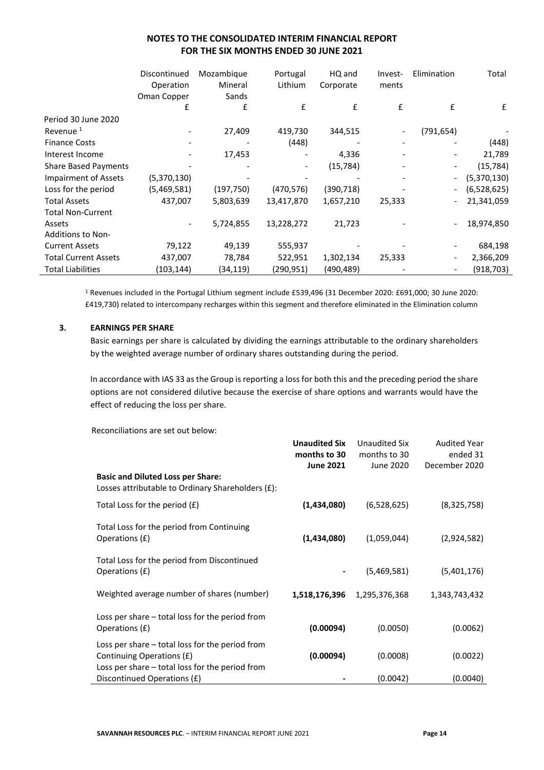# NOTES TO THE CONSOLIDATED INTERIM FINANCIAL REPORT FOR THE SIX MONTHS ENDED 30 JUNE 2021

| | Discontinued Operation Oman Copper | Mozambique Mineral Sands | Portugal Lithium | HQ and Corporate | Invest-ments | Elimination | Total |
|---|---|---|---|---|---|---|---|
| | £ | £ | £ | £ | £ | £ | £ |
| Period 30 June 2020 | | | | | | | |
| Revenue [1] | - | 27,409 | 419,730 | 344,515 | - | (791,654) | - |
| Finance Costs | - | - | (448) | - | - | - | (448) |
| Interest Income | - | 17,453 | - | 4,336 | - | - | 21,789 |
| Share Based Payments | - | - | - | (15,784) | - | - | (15,784) |
| Impairment of Assets | (5,370,130) | - | - | - | - | - | (5,370,130) |
| Loss for the period | (5,469,581) | (197,750) | (470,576) | (390,718) | - | - | (6,528,625) |
| Total Assets | 437,007 | 5,803,639 | 13,417,870 | 1,657,210 | 25,333 | - | 21,341,059 |
| Total Non-Current Assets | - | 5,724,855 | 13,228,272 | 21,723 | - | - | 18,974,850 |
| Additions to Non-Current Assets | 79,122 | 49,139 | 555,937 | - | - | - | 684,198 |
| Total Current Assets | 437,007 | 78,784 | 522,951 | 1,302,134 | 25,333 | - | 2,366,209 |
| Total Liabilities | (103,144) | (34,119) | (290,951) | (490,489) | - | - | (918,703) |

[1] Revenues included in the Portugal Lithium segment include £539,496 (31 December 2020: £691,000; 30 June 2020: £419,730) related to intercompany recharges within this segment and therefore eliminated in the Elimination column

## 3. EARNINGS PER SHARE

Basic earnings per share is calculated by dividing the earnings attributable to the ordinary shareholders by the weighted average number of ordinary shares outstanding during the period.

In accordance with IAS 33 as the Group is reporting a loss for both this and the preceding period the share options are not considered dilutive because the exercise of share options and warrants would have the effect of reducing the loss per share.

Reconciliations are set out below:

| | **Unaudited Six months to 30 June 2021** | Unaudited Six months to 30 June 2020 | Audited Year ended 31 December 2020 |
|---|---|---|---|
| **Basic and Diluted Loss per Share:** | | | |
| Losses attributable to Ordinary Shareholders (£): | | | |
| Total Loss for the period (£) | **(1,434,080)** | (6,528,625) | (8,325,758) |
| Total Loss for the period from Continuing Operations (£) | **(1,434,080)** | (1,059,044) | (2,924,582) |
| Total Loss for the period from Discontinued Operations (£) | **-** | (5,469,581) | (5,401,176) |
| Weighted average number of shares (number) | **1,518,176,396** | 1,295,376,368 | 1,343,743,432 |
| Loss per share – total loss for the period from Operations (£) | **(0.00094)** | (0.0050) | (0.0062) |
| Loss per share – total loss for the period from Continuing Operations (£) | **(0.00094)** | (0.0008) | (0.0022) |
| Loss per share – total loss for the period from Discontinued Operations (£) | **-** | (0.0042) | (0.0040) |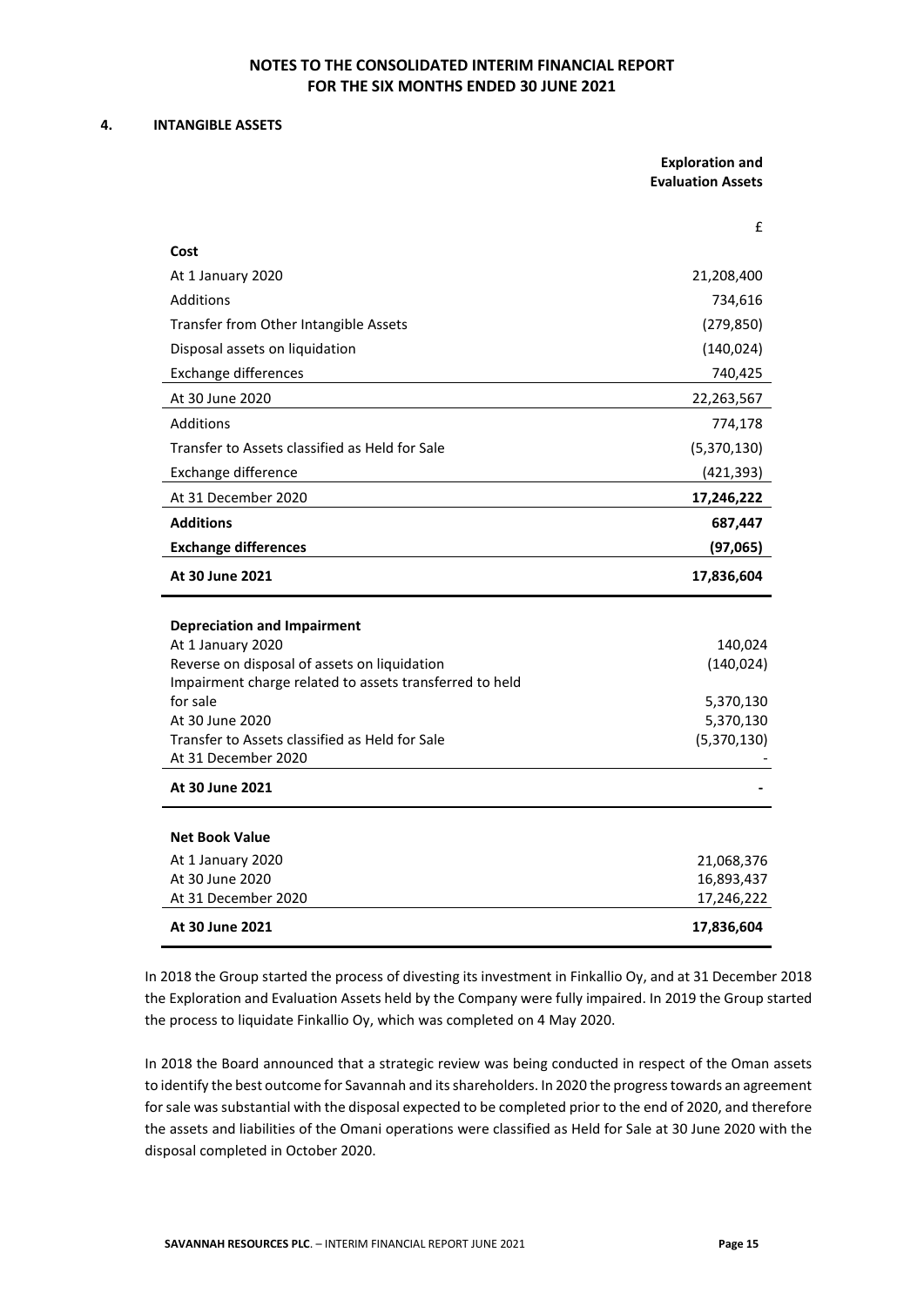## NOTES TO THE CONSOLIDATED INTERIM FINANCIAL REPORT FOR THE SIX MONTHS ENDED 30 JUNE 2021

### 4. INTANGIBLE ASSETS

| | Exploration and Evaluation Assets |
|---|---|
| | £ |
| **Cost** | |
| At 1 January 2020 | 21,208,400 |
| Additions | 734,616 |
| Transfer from Other Intangible Assets | (279,850) |
| Disposal assets on liquidation | (140,024) |
| Exchange differences | 740,425 |
| At 30 June 2020 | 22,263,567 |
| Additions | 774,178 |
| Transfer to Assets classified as Held for Sale | (5,370,130) |
| Exchange difference | (421,393) |
| At 31 December 2020 | **17,246,222** |
| **Additions** | **687,447** |
| **Exchange differences** | **(97,065)** |
| **At 30 June 2021** | **17,836,604** |
| | |
| **Depreciation and Impairment** | |
| At 1 January 2020 | 140,024 |
| Reverse on disposal of assets on liquidation | (140,024) |
| Impairment charge related to assets transferred to held for sale | 5,370,130 |
| At 30 June 2020 | 5,370,130 |
| Transfer to Assets classified as Held for Sale | (5,370,130) |
| At 31 December 2020 | - |
| **At 30 June 2021** | **-** |
| | |
| **Net Book Value** | |
| At 1 January 2020 | 21,068,376 |
| At 30 June 2020 | 16,893,437 |
| At 31 December 2020 | 17,246,222 |
| **At 30 June 2021** | **17,836,604** |

In 2018 the Group started the process of divesting its investment in Finkallio Oy, and at 31 December 2018 the Exploration and Evaluation Assets held by the Company were fully impaired. In 2019 the Group started the process to liquidate Finkallio Oy, which was completed on 4 May 2020.

In 2018 the Board announced that a strategic review was being conducted in respect of the Oman assets to identify the best outcome for Savannah and its shareholders. In 2020 the progress towards an agreement for sale was substantial with the disposal expected to be completed prior to the end of 2020, and therefore the assets and liabilities of the Omani operations were classified as Held for Sale at 30 June 2020 with the disposal completed in October 2020.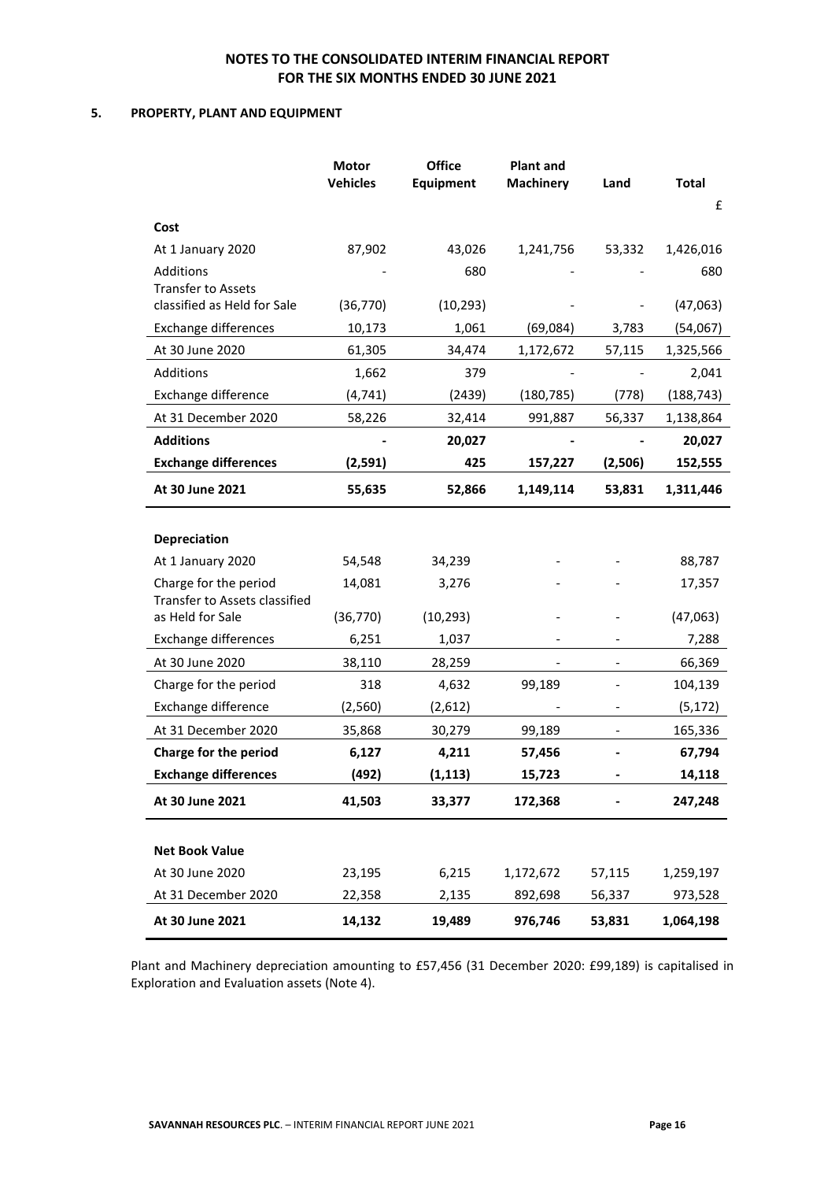## NOTES TO THE CONSOLIDATED INTERIM FINANCIAL REPORT FOR THE SIX MONTHS ENDED 30 JUNE 2021

### 5. PROPERTY, PLANT AND EQUIPMENT

| | Motor Vehicles | Office Equipment | Plant and Machinery | Land | Total |
|---|---|---|---|---|---|
| | | | | | £ |
| **Cost** | | | | | |
| At 1 January 2020 | 87,902 | 43,026 | 1,241,756 | 53,332 | 1,426,016 |
| Additions | - | 680 | - | - | 680 |
| Transfer to Assets classified as Held for Sale | (36,770) | (10,293) | - | - | (47,063) |
| Exchange differences | 10,173 | 1,061 | (69,084) | 3,783 | (54,067) |
| At 30 June 2020 | 61,305 | 34,474 | 1,172,672 | 57,115 | 1,325,566 |
| Additions | 1,662 | 379 | - | - | 2,041 |
| Exchange difference | (4,741) | (2439) | (180,785) | (778) | (188,743) |
| At 31 December 2020 | 58,226 | 32,414 | 991,887 | 56,337 | 1,138,864 |
| **Additions** | **-** | **20,027** | **-** | **-** | **20,027** |
| **Exchange differences** | **(2,591)** | **425** | **157,227** | **(2,506)** | **152,555** |
| **At 30 June 2021** | **55,635** | **52,866** | **1,149,114** | **53,831** | **1,311,446** |
| | | | | | |
| **Depreciation** | | | | | |
| At 1 January 2020 | 54,548 | 34,239 | - | - | 88,787 |
| Charge for the period | 14,081 | 3,276 | - | - | 17,357 |
| Transfer to Assets classified as Held for Sale | (36,770) | (10,293) | - | - | (47,063) |
| Exchange differences | 6,251 | 1,037 | - | - | 7,288 |
| At 30 June 2020 | 38,110 | 28,259 | - | - | 66,369 |
| Charge for the period | 318 | 4,632 | 99,189 | - | 104,139 |
| Exchange difference | (2,560) | (2,612) | - | - | (5,172) |
| At 31 December 2020 | 35,868 | 30,279 | 99,189 | - | 165,336 |
| **Charge for the period** | **6,127** | **4,211** | **57,456** | **-** | **67,794** |
| **Exchange differences** | **(492)** | **(1,113)** | **15,723** | **-** | **14,118** |
| **At 30 June 2021** | **41,503** | **33,377** | **172,368** | **-** | **247,248** |
| | | | | | |
| **Net Book Value** | | | | | |
| At 30 June 2020 | 23,195 | 6,215 | 1,172,672 | 57,115 | 1,259,197 |
| At 31 December 2020 | 22,358 | 2,135 | 892,698 | 56,337 | 973,528 |
| **At 30 June 2021** | **14,132** | **19,489** | **976,746** | **53,831** | **1,064,198** |

Plant and Machinery depreciation amounting to £57,456 (31 December 2020: £99,189) is capitalised in Exploration and Evaluation assets (Note 4).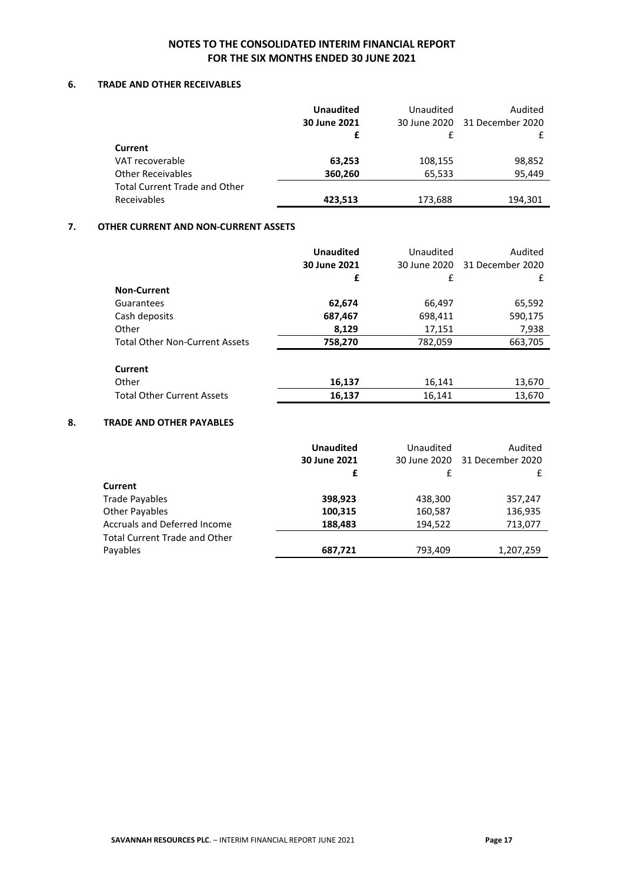# NOTES TO THE CONSOLIDATED INTERIM FINANCIAL REPORT FOR THE SIX MONTHS ENDED 30 JUNE 2021

## 6. TRADE AND OTHER RECEIVABLES

| | **Unaudited 30 June 2021 £** | Unaudited 30 June 2020 £ | Audited 31 December 2020 £ |
|---|---|---|---|
| **Current** | | | |
| VAT recoverable | **63,253** | 108,155 | 98,852 |
| Other Receivables | **360,260** | 65,533 | 95,449 |
| Total Current Trade and Other Receivables | **423,513** | 173,688 | 194,301 |

## 7. OTHER CURRENT AND NON-CURRENT ASSETS

| | **Unaudited 30 June 2021 £** | Unaudited 30 June 2020 £ | Audited 31 December 2020 £ |
|---|---|---|---|
| **Non-Current** | | | |
| Guarantees | **62,674** | 66,497 | 65,592 |
| Cash deposits | **687,467** | 698,411 | 590,175 |
| Other | **8,129** | 17,151 | 7,938 |
| Total Other Non-Current Assets | **758,270** | 782,059 | 663,705 |
| **Current** | | | |
| Other | **16,137** | 16,141 | 13,670 |
| Total Other Current Assets | **16,137** | 16,141 | 13,670 |

## 8. TRADE AND OTHER PAYABLES

| | **Unaudited 30 June 2021 £** | Unaudited 30 June 2020 £ | Audited 31 December 2020 £ |
|---|---|---|---|
| **Current** | | | |
| Trade Payables | **398,923** | 438,300 | 357,247 |
| Other Payables | **100,315** | 160,587 | 136,935 |
| Accruals and Deferred Income | **188,483** | 194,522 | 713,077 |
| Total Current Trade and Other Payables | **687,721** | 793,409 | 1,207,259 |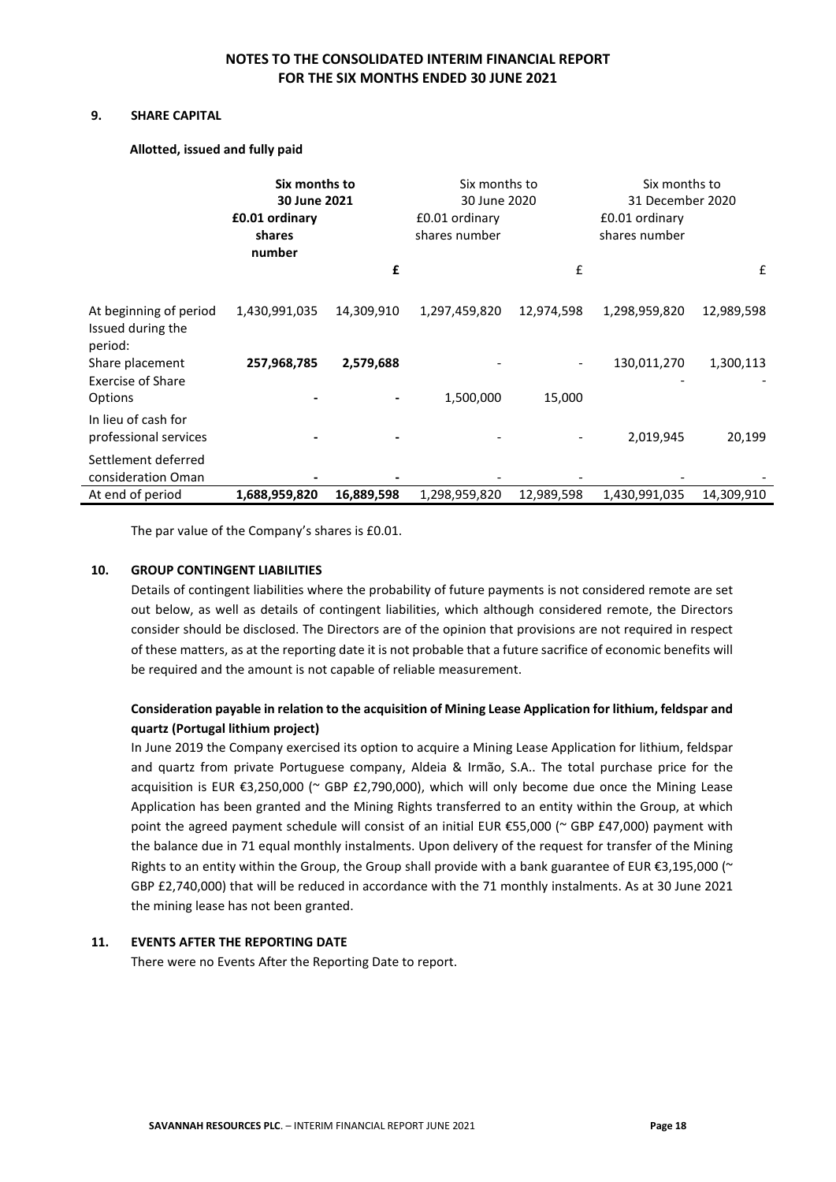# NOTES TO THE CONSOLIDATED INTERIM FINANCIAL REPORT FOR THE SIX MONTHS ENDED 30 JUNE 2021

## 9. SHARE CAPITAL

**Allotted, issued and fully paid**

| | **Six months to 30 June 2021 £0.01 ordinary shares number** | | Six months to 30 June 2020 £0.01 ordinary shares number | | Six months to 31 December 2020 £0.01 ordinary shares number | |
|---|---|---|---|---|---|---|
| | | **£** | | £ | | £ |
| At beginning of period | 1,430,991,035 | 14,309,910 | 1,297,459,820 | 12,974,598 | 1,298,959,820 | 12,989,598 |
| Issued during the period: | | | | | | |
| Share placement | **257,968,785** | **2,579,688** | - | - | 130,011,270 | 1,300,113 |
| Exercise of Share Options | **-** | **-** | 1,500,000 | 15,000 | - | - |
| In lieu of cash for professional services | **-** | **-** | - | - | 2,019,945 | 20,199 |
| Settlement deferred consideration Oman | **-** | **-** | - | - | - | - |
| At end of period | **1,688,959,820** | **16,889,598** | 1,298,959,820 | 12,989,598 | 1,430,991,035 | 14,309,910 |

The par value of the Company's shares is £0.01.

## 10. GROUP CONTINGENT LIABILITIES

Details of contingent liabilities where the probability of future payments is not considered remote are set out below, as well as details of contingent liabilities, which although considered remote, the Directors consider should be disclosed. The Directors are of the opinion that provisions are not required in respect of these matters, as at the reporting date it is not probable that a future sacrifice of economic benefits will be required and the amount is not capable of reliable measurement.

**Consideration payable in relation to the acquisition of Mining Lease Application for lithium, feldspar and quartz (Portugal lithium project)**

In June 2019 the Company exercised its option to acquire a Mining Lease Application for lithium, feldspar and quartz from private Portuguese company, Aldeia & Irmão, S.A.. The total purchase price for the acquisition is EUR €3,250,000 (~ GBP £2,790,000), which will only become due once the Mining Lease Application has been granted and the Mining Rights transferred to an entity within the Group, at which point the agreed payment schedule will consist of an initial EUR €55,000 (~ GBP £47,000) payment with the balance due in 71 equal monthly instalments. Upon delivery of the request for transfer of the Mining Rights to an entity within the Group, the Group shall provide with a bank guarantee of EUR €3,195,000 (~ GBP £2,740,000) that will be reduced in accordance with the 71 monthly instalments. As at 30 June 2021 the mining lease has not been granted.

## 11. EVENTS AFTER THE REPORTING DATE

There were no Events After the Reporting Date to report.